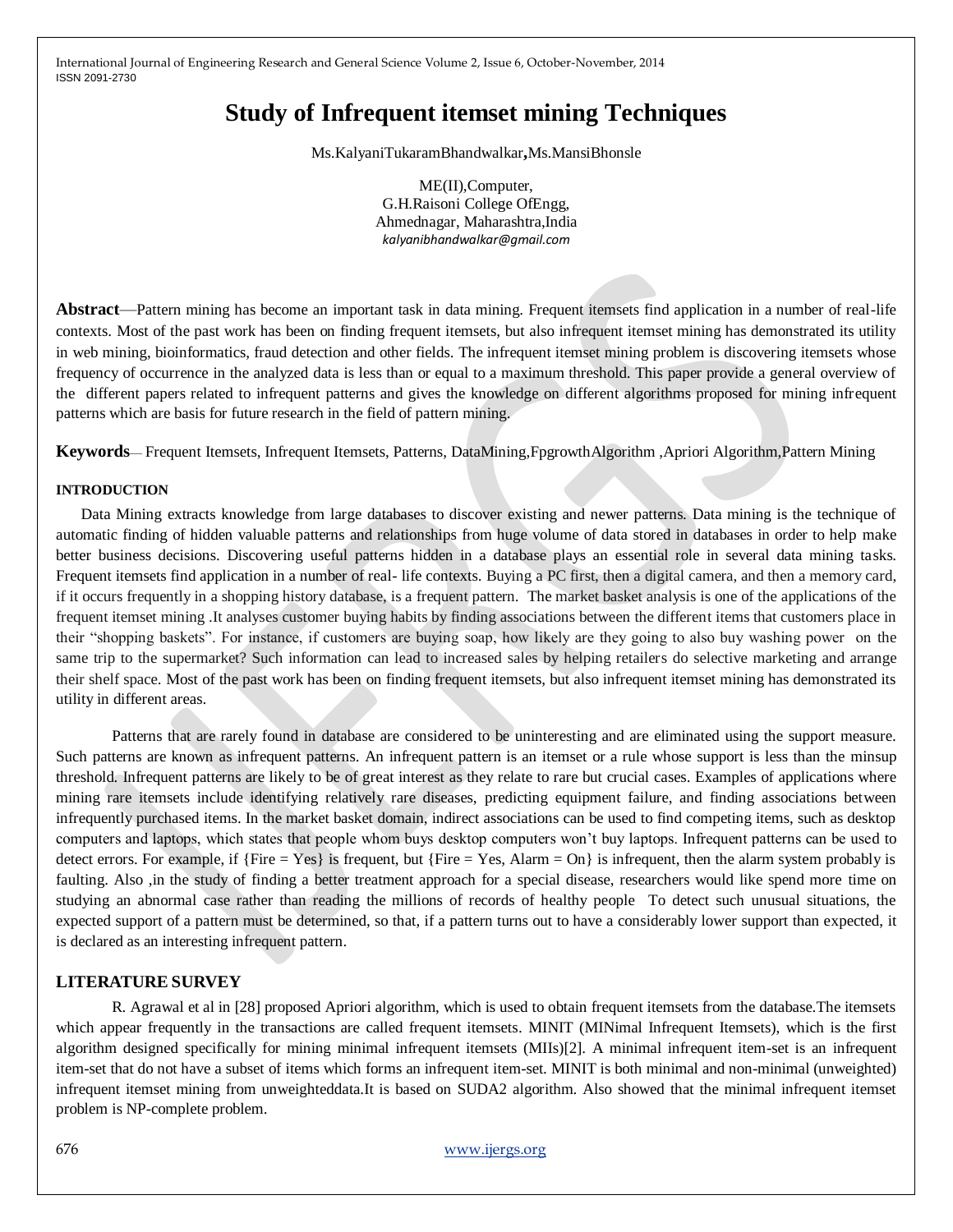# Study of Infrequent itemset mining Techniques

Ms.KalyaniTukaramBhandwalkar**,**Ms.MansiBhonsle

ME(II),Computer,
G.H.Raisoni College OfEngg,
Ahmednagar, Maharashtra,India
*kalyanibhandwalkar@gmail.com*

**Abstract**—Pattern mining has become an important task in data mining. Frequent itemsets find application in a number of real-life contexts. Most of the past work has been on finding frequent itemsets, but also infrequent itemset mining has demonstrated its utility in web mining, bioinformatics, fraud detection and other fields. The infrequent itemset mining problem is discovering itemsets whose frequency of occurrence in the analyzed data is less than or equal to a maximum threshold. This paper provide a general overview of the different papers related to infrequent patterns and gives the knowledge on different algorithms proposed for mining infrequent patterns which are basis for future research in the field of pattern mining.

**Keywords**— Frequent Itemsets, Infrequent Itemsets, Patterns, DataMining,FpgrowthAlgorithm ,Apriori Algorithm,Pattern Mining

## INTRODUCTION

Data Mining extracts knowledge from large databases to discover existing and newer patterns. Data mining is the technique of automatic finding of hidden valuable patterns and relationships from huge volume of data stored in databases in order to help make better business decisions. Discovering useful patterns hidden in a database plays an essential role in several data mining tasks. Frequent itemsets find application in a number of real- life contexts. Buying a PC first, then a digital camera, and then a memory card, if it occurs frequently in a shopping history database, is a frequent pattern. The market basket analysis is one of the applications of the frequent itemset mining .It analyses customer buying habits by finding associations between the different items that customers place in their "shopping baskets". For instance, if customers are buying soap, how likely are they going to also buy washing power on the same trip to the supermarket? Such information can lead to increased sales by helping retailers do selective marketing and arrange their shelf space. Most of the past work has been on finding frequent itemsets, but also infrequent itemset mining has demonstrated its utility in different areas.

Patterns that are rarely found in database are considered to be uninteresting and are eliminated using the support measure. Such patterns are known as infrequent patterns. An infrequent pattern is an itemset or a rule whose support is less than the minsup threshold. Infrequent patterns are likely to be of great interest as they relate to rare but crucial cases. Examples of applications where mining rare itemsets include identifying relatively rare diseases, predicting equipment failure, and finding associations between infrequently purchased items. In the market basket domain, indirect associations can be used to find competing items, such as desktop computers and laptops, which states that people whom buys desktop computers won't buy laptops. Infrequent patterns can be used to detect errors. For example, if {Fire = Yes} is frequent, but {Fire = Yes, Alarm = On} is infrequent, then the alarm system probably is faulting. Also ,in the study of finding a better treatment approach for a special disease, researchers would like spend more time on studying an abnormal case rather than reading the millions of records of healthy people To detect such unusual situations, the expected support of a pattern must be determined, so that, if a pattern turns out to have a considerably lower support than expected, it is declared as an interesting infrequent pattern.

## LITERATURE SURVEY

R. Agrawal et al in [28] proposed Apriori algorithm, which is used to obtain frequent itemsets from the database.The itemsets which appear frequently in the transactions are called frequent itemsets. MINIT (MINimal Infrequent Itemsets), which is the first algorithm designed specifically for mining minimal infrequent itemsets (MIIs)[2]. A minimal infrequent item-set is an infrequent item-set that do not have a subset of items which forms an infrequent item-set. MINIT is both minimal and non-minimal (unweighted) infrequent itemset mining from unweighteddata.It is based on SUDA2 algorithm. Also showed that the minimal infrequent itemset problem is NP-complete problem.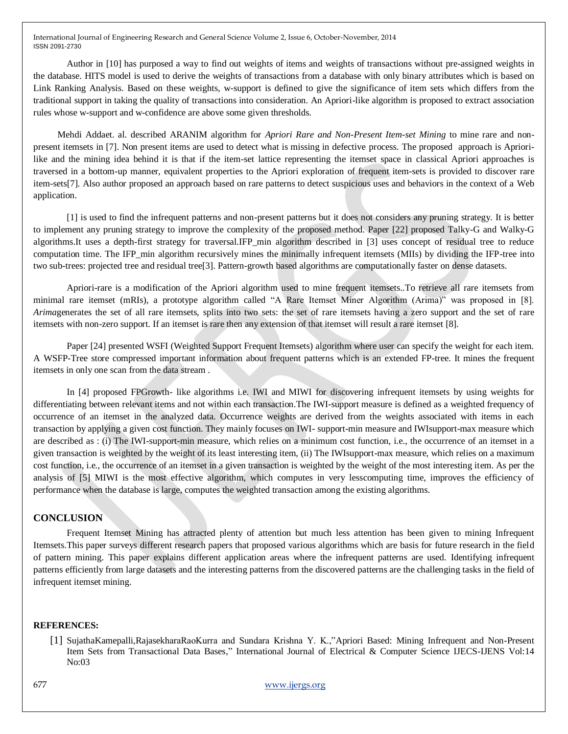Author in [10] has purposed a way to find out weights of items and weights of transactions without pre-assigned weights in the database. HITS model is used to derive the weights of transactions from a database with only binary attributes which is based on Link Ranking Analysis. Based on these weights, w-support is defined to give the significance of item sets which differs from the traditional support in taking the quality of transactions into consideration. An Apriori-like algorithm is proposed to extract association rules whose w-support and w-confidence are above some given thresholds.

Mehdi Addaet. al. described ARANIM algorithm for *Apriori Rare and Non-Present Item-set Mining* to mine rare and non-present itemsets in [7]. Non present items are used to detect what is missing in defective process. The proposed approach is Apriori-like and the mining idea behind it is that if the item-set lattice representing the itemset space in classical Apriori approaches is traversed in a bottom-up manner, equivalent properties to the Apriori exploration of frequent item-sets is provided to discover rare item-sets[7]. Also author proposed an approach based on rare patterns to detect suspicious uses and behaviors in the context of a Web application.

[1] is used to find the infrequent patterns and non-present patterns but it does not considers any pruning strategy. It is better to implement any pruning strategy to improve the complexity of the proposed method. Paper [22] proposed Talky-G and Walky-G algorithms.It uses a depth-first strategy for traversal.IFP_min algorithm described in [3] uses concept of residual tree to reduce computation time. The IFP_min algorithm recursively mines the minimally infrequent itemsets (MIIs) by dividing the IFP-tree into two sub-trees: projected tree and residual tree[3]. Pattern-growth based algorithms are computationally faster on dense datasets.

Apriori-rare is a modification of the Apriori algorithm used to mine frequent itemsets..To retrieve all rare itemsets from minimal rare itemset (mRIs), a prototype algorithm called "A Rare Itemset Miner Algorithm (Arima)" was proposed in [8]. *Arima*generates the set of all rare itemsets, splits into two sets: the set of rare itemsets having a zero support and the set of rare itemsets with non-zero support. If an itemset is rare then any extension of that itemset will result a rare itemset [8].

Paper [24] presented WSFI (Weighted Support Frequent Itemsets) algorithm where user can specify the weight for each item. A WSFP-Tree store compressed important information about frequent patterns which is an extended FP-tree. It mines the frequent itemsets in only one scan from the data stream .

In [4] proposed FPGrowth- like algorithms i.e. IWI and MIWI for discovering infrequent itemsets by using weights for differentiating between relevant items and not within each transaction.The IWI-support measure is defined as a weighted frequency of occurrence of an itemset in the analyzed data. Occurrence weights are derived from the weights associated with items in each transaction by applying a given cost function. They mainly focuses on IWI- support-min measure and IWIsupport-max measure which are described as : (i) The IWI-support-min measure, which relies on a minimum cost function, i.e., the occurrence of an itemset in a given transaction is weighted by the weight of its least interesting item, (ii) The IWIsupport-max measure, which relies on a maximum cost function, i.e., the occurrence of an itemset in a given transaction is weighted by the weight of the most interesting item. As per the analysis of [5] MIWI is the most effective algorithm, which computes in very lesscomputing time, improves the efficiency of performance when the database is large, computes the weighted transaction among the existing algorithms.

## CONCLUSION

Frequent Itemset Mining has attracted plenty of attention but much less attention has been given to mining Infrequent Itemsets.This paper surveys different research papers that proposed various algorithms which are basis for future research in the field of pattern mining. This paper explains different application areas where the infrequent patterns are used. Identifying infrequent patterns efficiently from large datasets and the interesting patterns from the discovered patterns are the challenging tasks in the field of infrequent itemset mining.

## REFERENCES:

[1] SujathaKamepalli,RajasekharaRaoKurra and Sundara Krishna Y. K.,"Apriori Based: Mining Infrequent and Non-Present Item Sets from Transactional Data Bases," International Journal of Electrical & Computer Science IJECS-IJENS Vol:14 No:03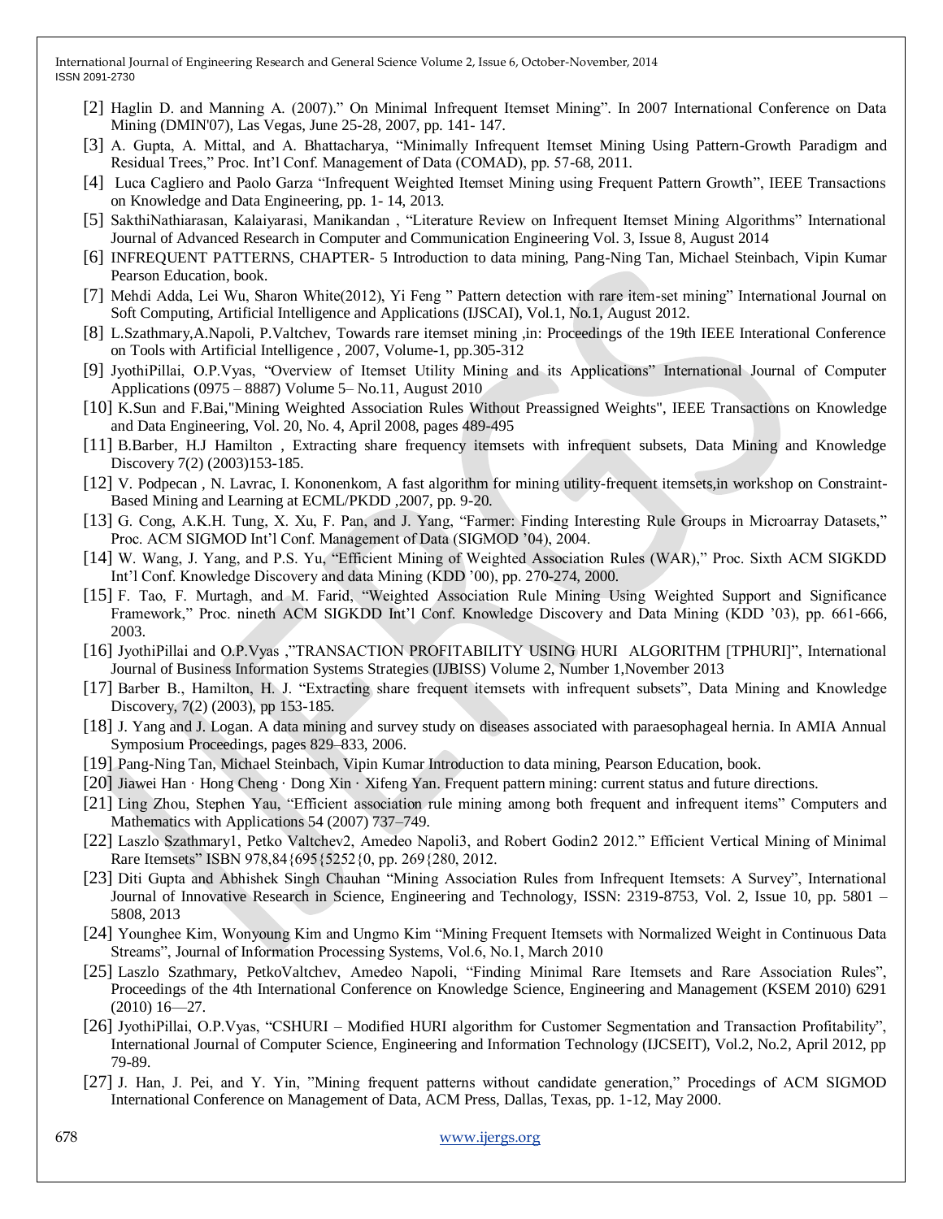[2] Haglin D. and Manning A. (2007)." On Minimal Infrequent Itemset Mining". In 2007 International Conference on Data Mining (DMIN'07), Las Vegas, June 25-28, 2007, pp. 141- 147.

[3] A. Gupta, A. Mittal, and A. Bhattacharya, "Minimally Infrequent Itemset Mining Using Pattern-Growth Paradigm and Residual Trees," Proc. Int'l Conf. Management of Data (COMAD), pp. 57-68, 2011.

[4] Luca Cagliero and Paolo Garza "Infrequent Weighted Itemset Mining using Frequent Pattern Growth", IEEE Transactions on Knowledge and Data Engineering, pp. 1- 14, 2013.

[5] SakthiNathiarasan, Kalaiyarasi, Manikandan , "Literature Review on Infrequent Itemset Mining Algorithms" International Journal of Advanced Research in Computer and Communication Engineering Vol. 3, Issue 8, August 2014

[6] INFREQUENT PATTERNS, CHAPTER- 5 Introduction to data mining, Pang-Ning Tan, Michael Steinbach, Vipin Kumar Pearson Education, book.

[7] Mehdi Adda, Lei Wu, Sharon White(2012), Yi Feng " Pattern detection with rare item-set mining" International Journal on Soft Computing, Artificial Intelligence and Applications (IJSCAI), Vol.1, No.1, August 2012.

[8] L.Szathmary,A.Napoli, P.Valtchev, Towards rare itemset mining ,in: Proceedings of the 19th IEEE Interational Conference on Tools with Artificial Intelligence , 2007, Volume-1, pp.305-312

[9] JyothiPillai, O.P.Vyas, "Overview of Itemset Utility Mining and its Applications" International Journal of Computer Applications (0975 – 8887) Volume 5– No.11, August 2010

[10] K.Sun and F.Bai,"Mining Weighted Association Rules Without Preassigned Weights", IEEE Transactions on Knowledge and Data Engineering, Vol. 20, No. 4, April 2008, pages 489-495

[11] B.Barber, H.J Hamilton , Extracting share frequency itemsets with infrequent subsets, Data Mining and Knowledge Discovery 7(2) (2003)153-185.

[12] V. Podpecan , N. Lavrac, I. Kononenkom, A fast algorithm for mining utility-frequent itemsets,in workshop on Constraint-Based Mining and Learning at ECML/PKDD ,2007, pp. 9-20.

[13] G. Cong, A.K.H. Tung, X. Xu, F. Pan, and J. Yang, "Farmer: Finding Interesting Rule Groups in Microarray Datasets," Proc. ACM SIGMOD Int'l Conf. Management of Data (SIGMOD '04), 2004.

[14] W. Wang, J. Yang, and P.S. Yu, "Efficient Mining of Weighted Association Rules (WAR)," Proc. Sixth ACM SIGKDD Int'l Conf. Knowledge Discovery and data Mining (KDD '00), pp. 270-274, 2000.

[15] F. Tao, F. Murtagh, and M. Farid, "Weighted Association Rule Mining Using Weighted Support and Significance Framework," Proc. nineth ACM SIGKDD Int'l Conf. Knowledge Discovery and Data Mining (KDD '03), pp. 661-666, 2003.

[16] JyothiPillai and O.P.Vyas ,"TRANSACTION PROFITABILITY USING HURI ALGORITHM [TPHURI]", International Journal of Business Information Systems Strategies (IJBISS) Volume 2, Number 1,November 2013

[17] Barber B., Hamilton, H. J. "Extracting share frequent itemsets with infrequent subsets", Data Mining and Knowledge Discovery, 7(2) (2003), pp 153-185.

[18] J. Yang and J. Logan. A data mining and survey study on diseases associated with paraesophageal hernia. In AMIA Annual Symposium Proceedings, pages 829–833, 2006.

[19] Pang-Ning Tan, Michael Steinbach, Vipin Kumar Introduction to data mining, Pearson Education, book.

[20] Jiawei Han · Hong Cheng · Dong Xin · Xifeng Yan. Frequent pattern mining: current status and future directions.

[21] Ling Zhou, Stephen Yau, "Efficient association rule mining among both frequent and infrequent items" Computers and Mathematics with Applications 54 (2007) 737–749.

[22] Laszlo Szathmary1, Petko Valtchev2, Amedeo Napoli3, and Robert Godin2 2012." Efficient Vertical Mining of Minimal Rare Itemsets" ISBN 978,84{695{5252{0, pp. 269{280, 2012.

[23] Diti Gupta and Abhishek Singh Chauhan "Mining Association Rules from Infrequent Itemsets: A Survey", International Journal of Innovative Research in Science, Engineering and Technology, ISSN: 2319-8753, Vol. 2, Issue 10, pp. 5801 – 5808, 2013

[24] Younghee Kim, Wonyoung Kim and Ungmo Kim "Mining Frequent Itemsets with Normalized Weight in Continuous Data Streams", Journal of Information Processing Systems, Vol.6, No.1, March 2010

[25] Laszlo Szathmary, PetkoValtchev, Amedeo Napoli, "Finding Minimal Rare Itemsets and Rare Association Rules", Proceedings of the 4th International Conference on Knowledge Science, Engineering and Management (KSEM 2010) 6291 (2010) 16—27.

[26] JyothiPillai, O.P.Vyas, "CSHURI – Modified HURI algorithm for Customer Segmentation and Transaction Profitability", International Journal of Computer Science, Engineering and Information Technology (IJCSEIT), Vol.2, No.2, April 2012, pp 79-89.

[27] J. Han, J. Pei, and Y. Yin, "Mining frequent patterns without candidate generation," Procedings of ACM SIGMOD International Conference on Management of Data, ACM Press, Dallas, Texas, pp. 1-12, May 2000.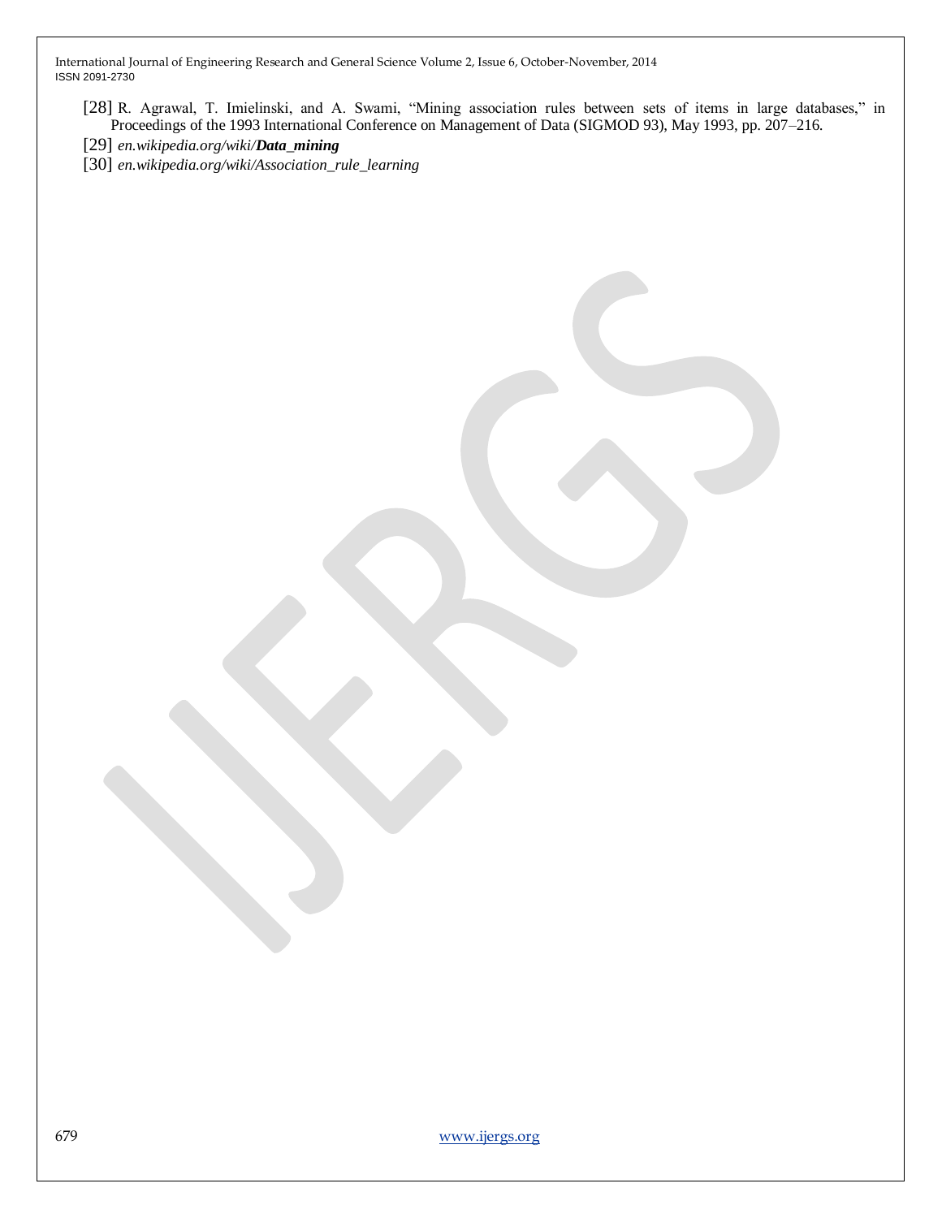[28] R. Agrawal, T. Imielinski, and A. Swami, "Mining association rules between sets of items in large databases," in Proceedings of the 1993 International Conference on Management of Data (SIGMOD 93), May 1993, pp. 207–216.

[29] *en.wikipedia.org/wiki/**Data_mining***

[30] *en.wikipedia.org/wiki/Association_rule_learning*